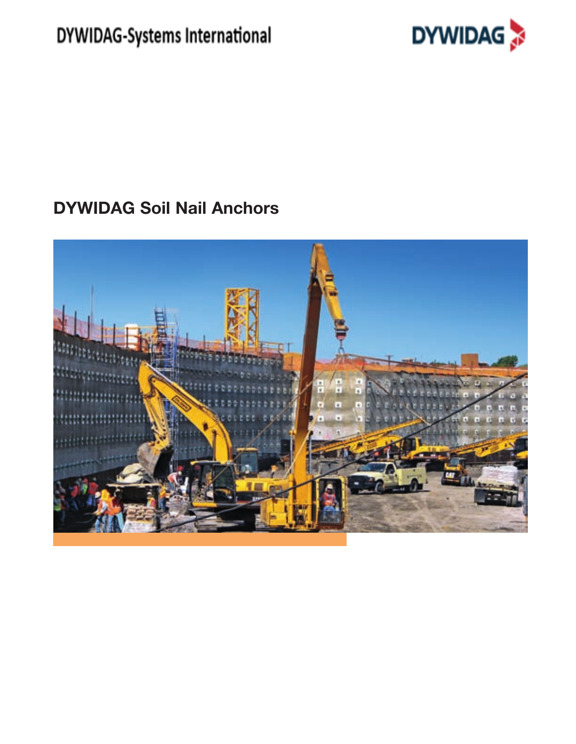DYWIDAG-Systems International

DYWIDAG

# DYWIDAG Soil Nail Anchors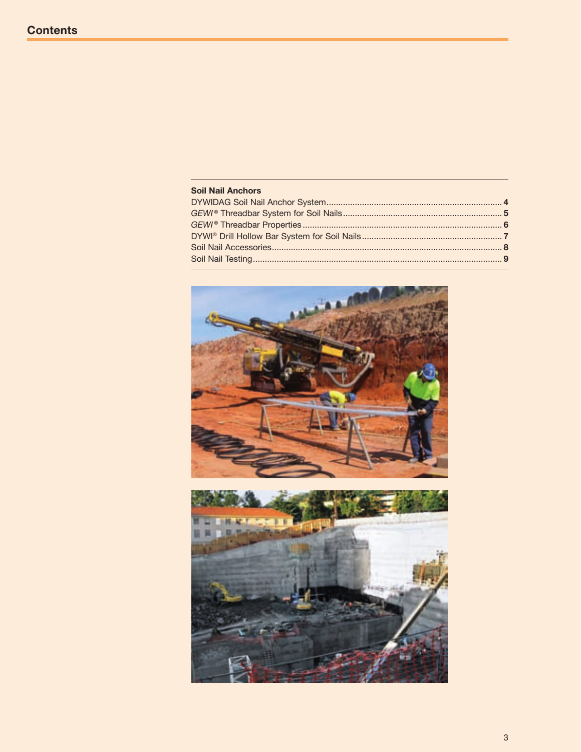# Contents

**Soil Nail Anchors**

DYWIDAG Soil Nail Anchor System........................................................................ **4**
*GEWI®* Threadbar System for Soil Nails.................................................................. **5**
*GEWI®* Threadbar Properties.................................................................................. **6**
DYWI® Drill Hollow Bar System for Soil Nails.......................................................... **7**
Soil Nail Accessories............................................................................................... **8**
Soil Nail Testing....................................................................................................... **9**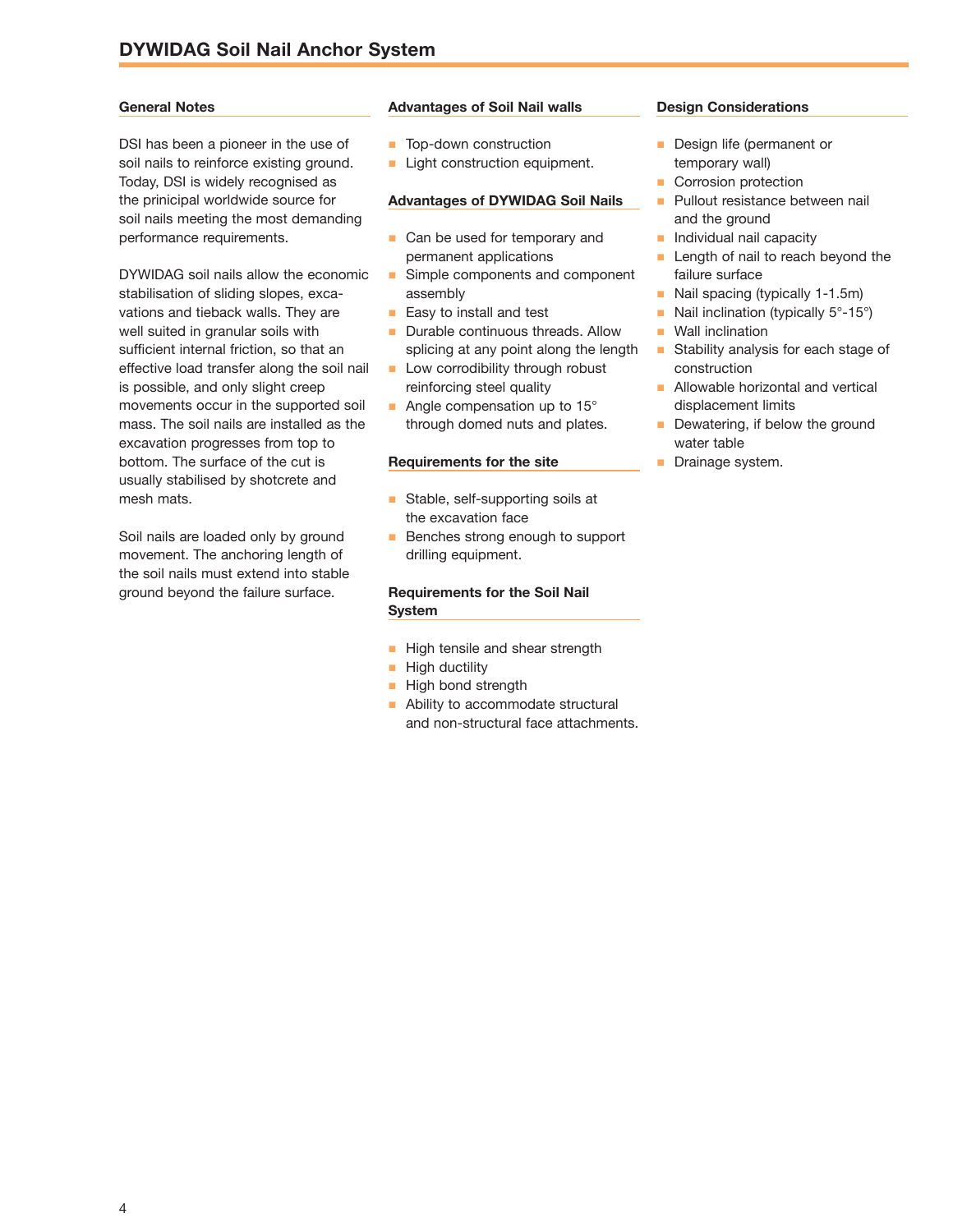## DYWIDAG Soil Nail Anchor System

### General Notes

DSI has been a pioneer in the use of soil nails to reinforce existing ground. Today, DSI is widely recognised as the prinicipal worldwide source for soil nails meeting the most demanding performance requirements.

DYWIDAG soil nails allow the economic stabilisation of sliding slopes, excavations and tieback walls. They are well suited in granular soils with sufficient internal friction, so that an effective load transfer along the soil nail is possible, and only slight creep movements occur in the supported soil mass. The soil nails are installed as the excavation progresses from top to bottom. The surface of the cut is usually stabilised by shotcrete and mesh mats.

Soil nails are loaded only by ground movement. The anchoring length of the soil nails must extend into stable ground beyond the failure surface.

### Advantages of Soil Nail walls

- Top-down construction
- Light construction equipment.

### Advantages of DYWIDAG Soil Nails

- Can be used for temporary and permanent applications
- Simple components and component assembly
- Easy to install and test
- Durable continuous threads. Allow splicing at any point along the length
- Low corrodibility through robust reinforcing steel quality
- Angle compensation up to 15° through domed nuts and plates.

### Requirements for the site

- Stable, self-supporting soils at the excavation face
- Benches strong enough to support drilling equipment.

### Requirements for the Soil Nail System

- High tensile and shear strength
- High ductility
- High bond strength
- Ability to accommodate structural and non-structural face attachments.

### Design Considerations

- Design life (permanent or temporary wall)
- Corrosion protection
- Pullout resistance between nail and the ground
- Individual nail capacity
- Length of nail to reach beyond the failure surface
- Nail spacing (typically 1-1.5m)
- Nail inclination (typically 5°-15°)
- Wall inclination
- Stability analysis for each stage of construction
- Allowable horizontal and vertical displacement limits
- Dewatering, if below the ground water table
- Drainage system.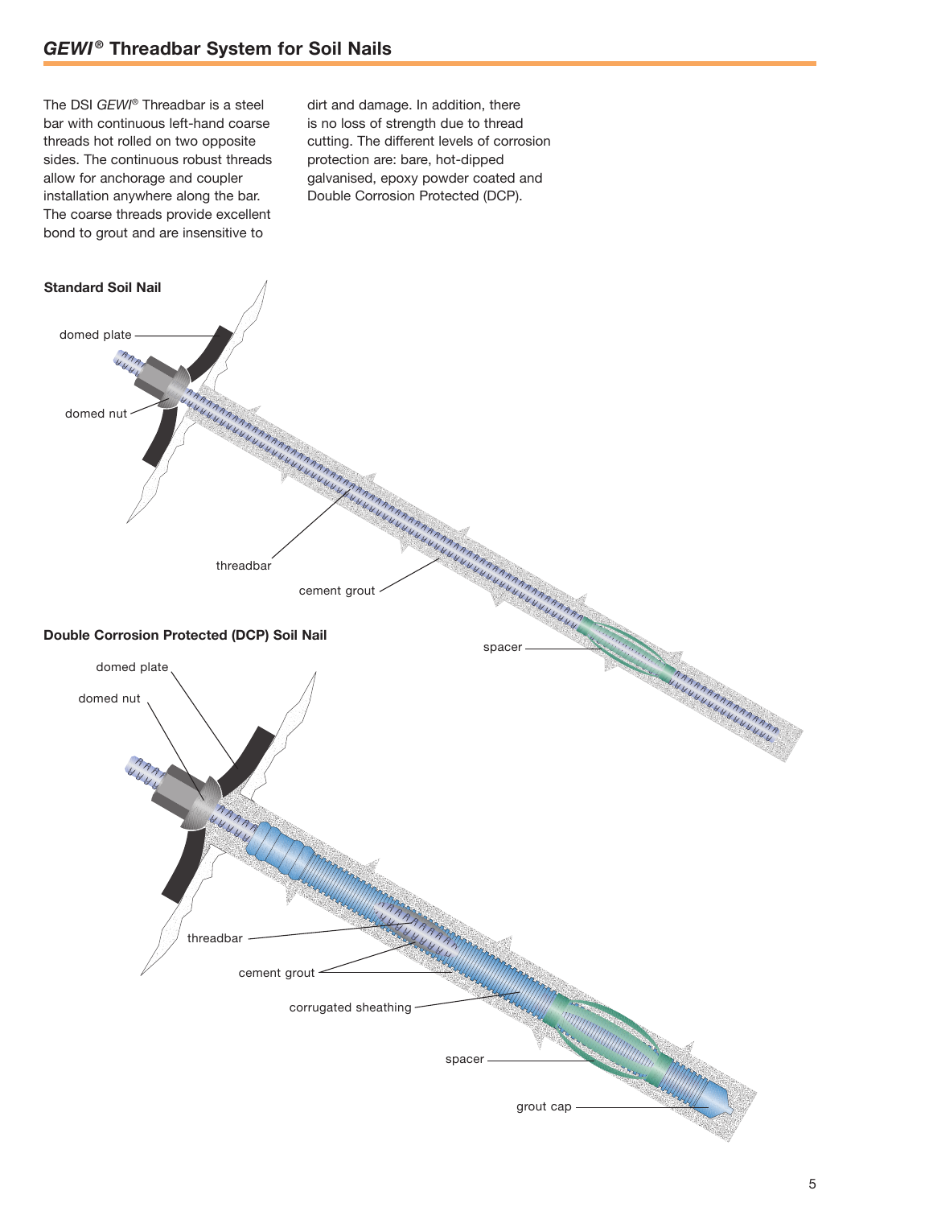## *GEWI®* Threadbar System for Soil Nails

The DSI *GEWI®* Threadbar is a steel bar with continuous left-hand coarse threads hot rolled on two opposite sides. The continuous robust threads allow for anchorage and coupler installation anywhere along the bar. The coarse threads provide excellent bond to grout and are insensitive to dirt and damage. In addition, there is no loss of strength due to thread cutting. The different levels of corrosion protection are: bare, hot-dipped galvanised, epoxy powder coated and Double Corrosion Protected (DCP).

**Standard Soil Nail**

domed plate

domed nut

threadbar

cement grout

spacer

**Double Corrosion Protected (DCP) Soil Nail**

domed plate

domed nut

threadbar

cement grout

corrugated sheathing

spacer

grout cap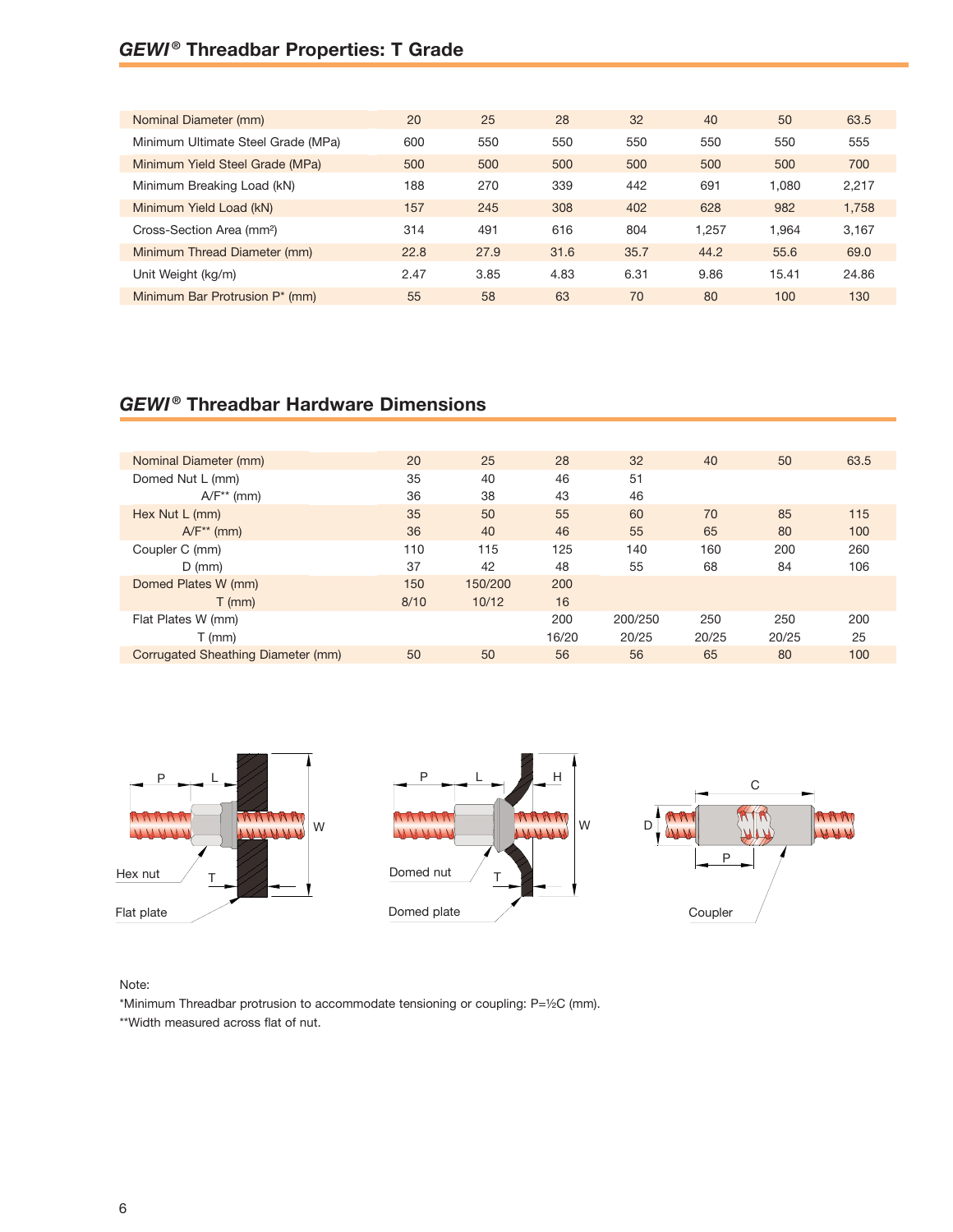## *GEWI®* Threadbar Properties: T Grade

| Nominal Diameter (mm) | 20 | 25 | 28 | 32 | 40 | 50 | 63.5 |
|---|---|---|---|---|---|---|---|
| Minimum Ultimate Steel Grade (MPa) | 600 | 550 | 550 | 550 | 550 | 550 | 555 |
| Minimum Yield Steel Grade (MPa) | 500 | 500 | 500 | 500 | 500 | 500 | 700 |
| Minimum Breaking Load (kN) | 188 | 270 | 339 | 442 | 691 | 1,080 | 2,217 |
| Minimum Yield Load (kN) | 157 | 245 | 308 | 402 | 628 | 982 | 1,758 |
| Cross-Section Area (mm²) | 314 | 491 | 616 | 804 | 1,257 | 1,964 | 3,167 |
| Minimum Thread Diameter (mm) | 22.8 | 27.9 | 31.6 | 35.7 | 44.2 | 55.6 | 69.0 |
| Unit Weight (kg/m) | 2.47 | 3.85 | 4.83 | 6.31 | 9.86 | 15.41 | 24.86 |
| Minimum Bar Protrusion P* (mm) | 55 | 58 | 63 | 70 | 80 | 100 | 130 |

## *GEWI®* Threadbar Hardware Dimensions

| Nominal Diameter (mm) | 20 | 25 | 28 | 32 | 40 | 50 | 63.5 |
|---|---|---|---|---|---|---|---|
| Domed Nut L (mm) | 35 | 40 | 46 | 51 | | | |
| A/F** (mm) | 36 | 38 | 43 | 46 | | | |
| Hex Nut L (mm) | 35 | 50 | 55 | 60 | 70 | 85 | 115 |
| A/F** (mm) | 36 | 40 | 46 | 55 | 65 | 80 | 100 |
| Coupler C (mm) | 110 | 115 | 125 | 140 | 160 | 200 | 260 |
| D (mm) | 37 | 42 | 48 | 55 | 68 | 84 | 106 |
| Domed Plates W (mm) | 150 | 150/200 | 200 | | | | |
| T (mm) | 8/10 | 10/12 | 16 | | | | |
| Flat Plates W (mm) | | | 200 | 200/250 | 250 | 250 | 200 |
| T (mm) | | | 16/20 | 20/25 | 20/25 | 20/25 | 25 |
| Corrugated Sheathing Diameter (mm) | 50 | 50 | 56 | 56 | 65 | 80 | 100 |

Hex nut

Flat plate

Domed nut

Domed plate

Coupler

Note:

*Minimum Threadbar protrusion to accommodate tensioning or coupling: P=½C (mm).

**Width measured across flat of nut.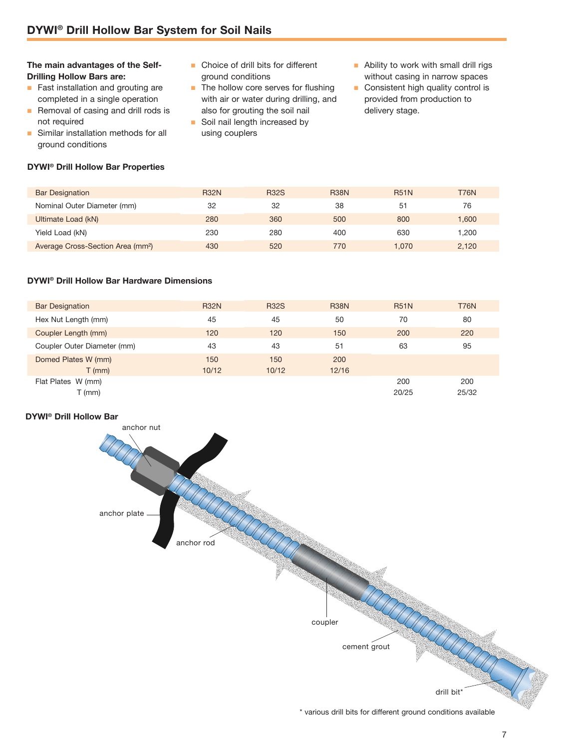## DYWI® Drill Hollow Bar System for Soil Nails

**The main advantages of the Self-Drilling Hollow Bars are:**

- Fast installation and grouting are completed in a single operation
- Removal of casing and drill rods is not required
- Similar installation methods for all ground conditions
- Choice of drill bits for different ground conditions
- The hollow core serves for flushing with air or water during drilling, and also for grouting the soil nail
- Soil nail length increased by using couplers
- Ability to work with small drill rigs without casing in narrow spaces
- Consistent high quality control is provided from production to delivery stage.

### DYWI® Drill Hollow Bar Properties

| Bar Designation | R32N | R32S | R38N | R51N | T76N |
|---|---|---|---|---|---|
| Nominal Outer Diameter (mm) | 32 | 32 | 38 | 51 | 76 |
| Ultimate Load (kN) | 280 | 360 | 500 | 800 | 1,600 |
| Yield Load (kN) | 230 | 280 | 400 | 630 | 1,200 |
| Average Cross-Section Area (mm²) | 430 | 520 | 770 | 1,070 | 2,120 |

### DYWI® Drill Hollow Bar Hardware Dimensions

| Bar Designation | R32N | R32S | R38N | R51N | T76N |
|---|---|---|---|---|---|
| Hex Nut Length (mm) | 45 | 45 | 50 | 70 | 80 |
| Coupler Length (mm) | 120 | 120 | 150 | 200 | 220 |
| Coupler Outer Diameter (mm) | 43 | 43 | 51 | 63 | 95 |
| Domed Plates W (mm) | 150 | 150 | 200 | | |
| T (mm) | 10/12 | 10/12 | 12/16 | | |
| Flat Plates W (mm) | | | | 200 | 200 |
| T (mm) | | | | 20/25 | 25/32 |

### DYWI® Drill Hollow Bar

anchor nut

anchor plate

anchor rod

coupler

cement grout

drill bit*

\* various drill bits for different ground conditions available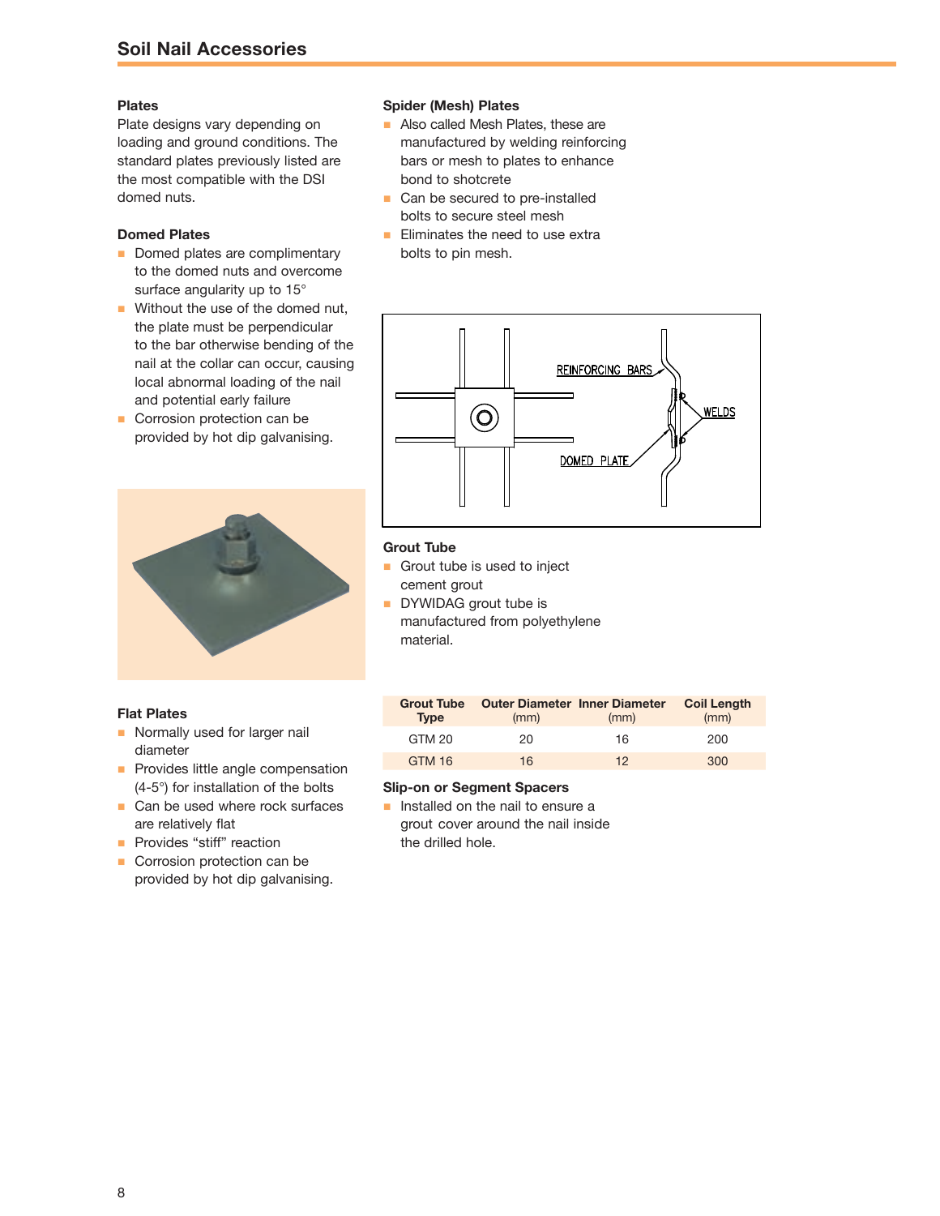## Soil Nail Accessories

### Plates

Plate designs vary depending on loading and ground conditions. The standard plates previously listed are the most compatible with the DSI domed nuts.

### Domed Plates

- Domed plates are complimentary to the domed nuts and overcome surface angularity up to 15°
- Without the use of the domed nut, the plate must be perpendicular to the bar otherwise bending of the nail at the collar can occur, causing local abnormal loading of the nail and potential early failure
- Corrosion protection can be provided by hot dip galvanising.

### Flat Plates

- Normally used for larger nail diameter
- Provides little angle compensation (4-5°) for installation of the bolts
- Can be used where rock surfaces are relatively flat
- Provides "stiff" reaction
- Corrosion protection can be provided by hot dip galvanising.

### Spider (Mesh) Plates

- Also called Mesh Plates, these are manufactured by welding reinforcing bars or mesh to plates to enhance bond to shotcrete
- Can be secured to pre-installed bolts to secure steel mesh
- Eliminates the need to use extra bolts to pin mesh.

REINFORCING BARS

WELDS

DOMED PLATE

### Grout Tube

- Grout tube is used to inject cement grout
- DYWIDAG grout tube is manufactured from polyethylene material.

| Grout Tube Type | Outer Diameter (mm) | Inner Diameter (mm) | Coil Length (mm) |
|---|---|---|---|
| GTM 20 | 20 | 16 | 200 |
| GTM 16 | 16 | 12 | 300 |

### Slip-on or Segment Spacers

- Installed on the nail to ensure a grout cover around the nail inside the drilled hole.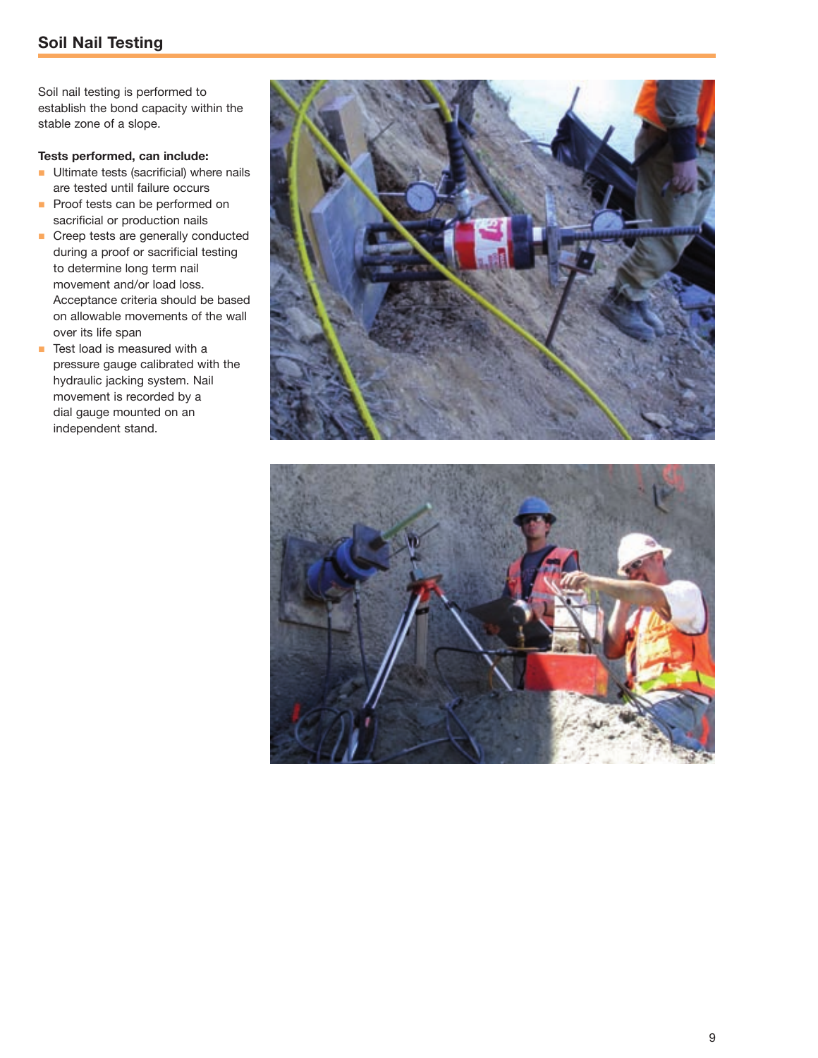## Soil Nail Testing

Soil nail testing is performed to establish the bond capacity within the stable zone of a slope.

**Tests performed, can include:**

- Ultimate tests (sacrificial) where nails are tested until failure occurs
- Proof tests can be performed on sacrificial or production nails
- Creep tests are generally conducted during a proof or sacrificial testing to determine long term nail movement and/or load loss. Acceptance criteria should be based on allowable movements of the wall over its life span
- Test load is measured with a pressure gauge calibrated with the hydraulic jacking system. Nail movement is recorded by a dial gauge mounted on an independent stand.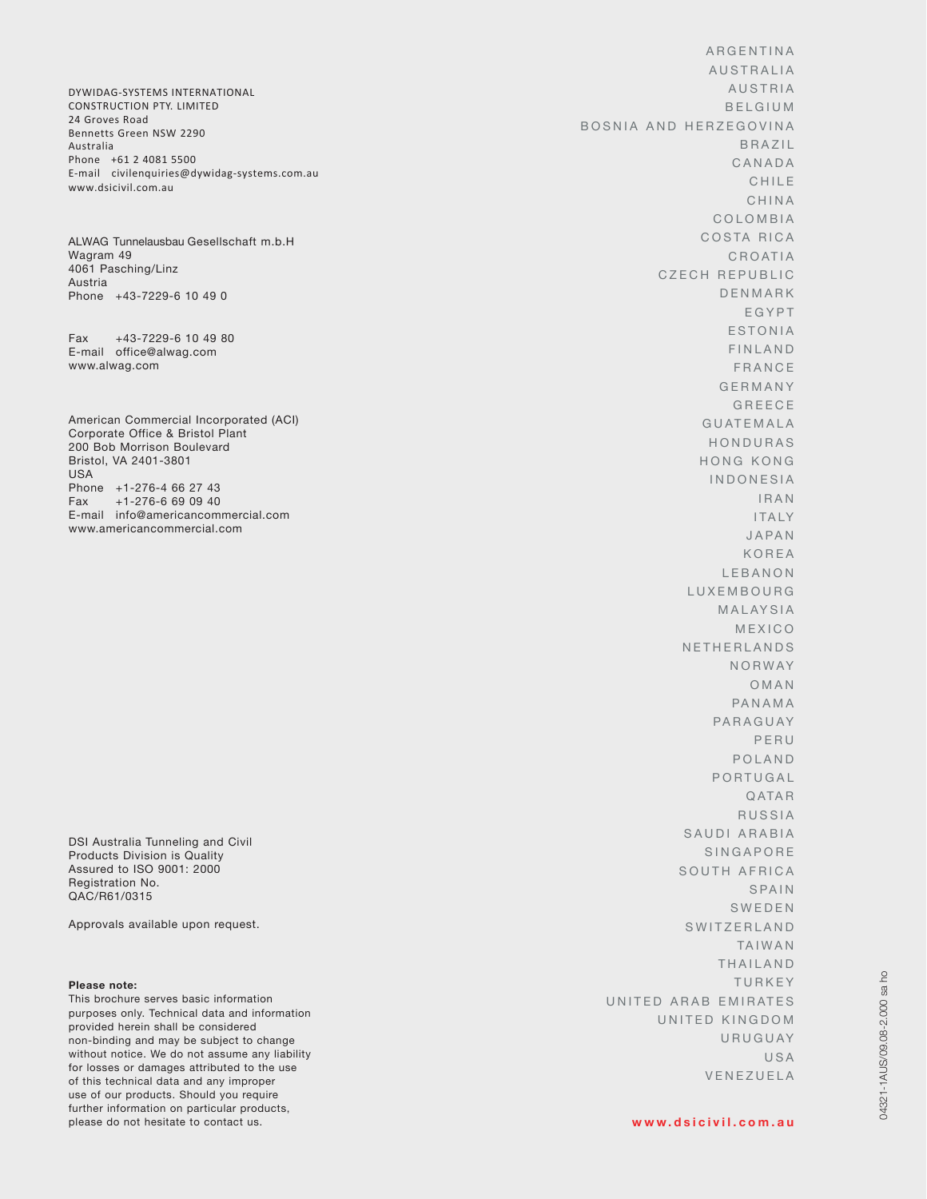DYWIDAG-SYSTEMS INTERNATIONAL
CONSTRUCTION PTY. LIMITED
24 Groves Road
Bennetts Green NSW 2290
Australia
Phone +61 2 4081 5500
E-mail civilenquiries@dywidag-systems.com.au
www.dsicivil.com.au

ALWAG Tunnelausbau Gesellschaft m.b.H
Wagram 49
4061 Pasching/Linz
Austria
Phone +43-7229-6 10 49 0

Fax +43-7229-6 10 49 80
E-mail office@alwag.com
www.alwag.com

American Commercial Incorporated (ACI)
Corporate Office & Bristol Plant
200 Bob Morrison Boulevard
Bristol, VA 2401-3801
USA
Phone +1-276-4 66 27 43
Fax +1-276-6 69 09 40
E-mail info@americancommercial.com
www.americancommercial.com

DSI Australia Tunneling and Civil
Products Division is Quality
Assured to ISO 9001: 2000
Registration No.
QAC/R61/0315

Approvals available upon request.

**Please note:**
This brochure serves basic information purposes only. Technical data and information provided herein shall be considered non-binding and may be subject to change without notice. We do not assume any liability for losses or damages attributed to the use of this technical data and any improper use of our products. Should you require further information on particular products, please do not hesitate to contact us.

ARGENTINA
AUSTRALIA
AUSTRIA
BELGIUM
BOSNIA AND HERZEGOVINA
BRAZIL
CANADA
CHILE
CHINA
COLOMBIA
COSTA RICA
CROATIA
CZECH REPUBLIC
DENMARK
EGYPT
ESTONIA
FINLAND
FRANCE
GERMANY
GREECE
GUATEMALA
HONDURAS
HONG KONG
INDONESIA
IRAN
ITALY
JAPAN
KOREA
LEBANON
LUXEMBOURG
MALAYSIA
MEXICO
NETHERLANDS
NORWAY
OMAN
PANAMA
PARAGUAY
PERU
POLAND
PORTUGAL
QATAR
RUSSIA
SAUDI ARABIA
SINGAPORE
SOUTH AFRICA
SPAIN
SWEDEN
SWITZERLAND
TAIWAN
THAILAND
TURKEY
UNITED ARAB EMIRATES
UNITED KINGDOM
URUGUAY
USA
VENEZUELA

**www.dsicivil.com.au**

04321-1AUS/09.08-2.000 sa ho